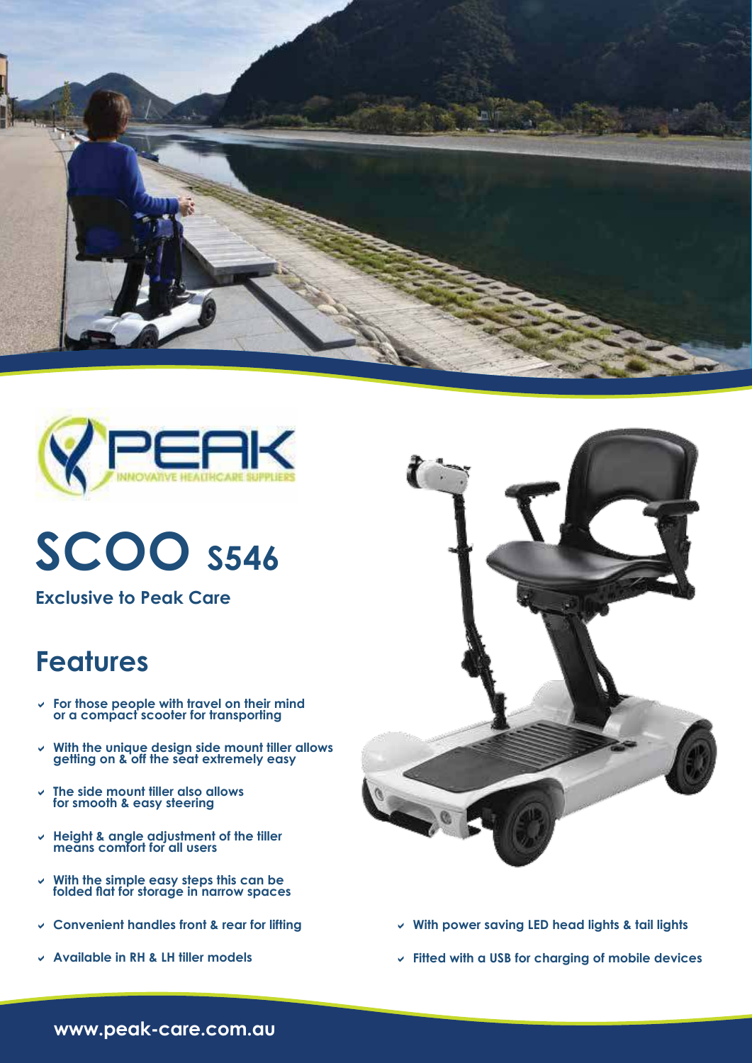PEAK

INNOVATIVE HEALTHCARE SUPPLIERS

# SCOO S546

**Exclusive to Peak Care**

## Features

- For those people with travel on their mind or a compact scooter for transporting
- With the unique design side mount tiller allows getting on & off the seat extremely easy
- The side mount tiller also allows for smooth & easy steering
- Height & angle adjustment of the tiller means comfort for all users
- With the simple easy steps this can be folded flat for storage in narrow spaces
- Convenient handles front & rear for lifting
- Available in RH & LH tiller models
- With power saving LED head lights & tail lights
- Fitted with a USB for charging of mobile devices

www.peak-care.com.au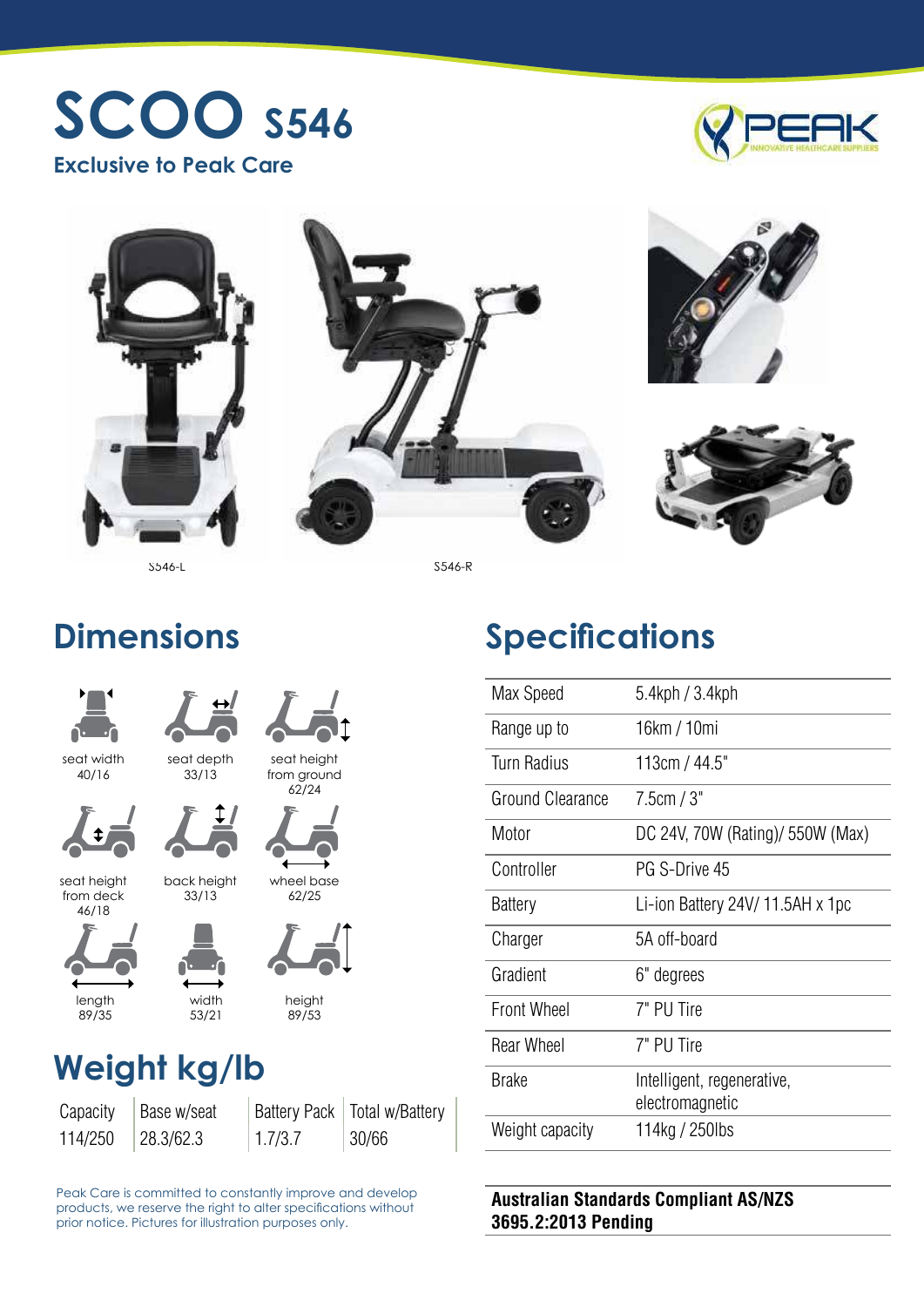# SCOO S546

**Exclusive to Peak Care**

S546-L

S546-R

## Dimensions

seat width
40/16

seat depth
33/13

seat height from ground
62/24

seat height from deck
46/18

back height
33/13

wheel base
62/25

length
89/35

width
53/21

height
89/53

## Weight kg/lb

| Capacity | Base w/seat | Battery Pack | Total w/Battery |
|---|---|---|---|
| 114/250 | 28.3/62.3 | 1.7/3.7 | 30/66 |

Peak Care is committed to constantly improve and develop products, we reserve the right to alter specifications without prior notice. Pictures for illustration purposes only.

## Specifications

| | |
|---|---|
| Max Speed | 5.4kph / 3.4kph |
| Range up to | 16km / 10mi |
| Turn Radius | 113cm / 44.5" |
| Ground Clearance | 7.5cm / 3" |
| Motor | DC 24V, 70W (Rating)/ 550W (Max) |
| Controller | PG S-Drive 45 |
| Battery | Li-ion Battery 24V/ 11.5AH x 1pc |
| Charger | 5A off-board |
| Gradient | 6" degrees |
| Front Wheel | 7" PU Tire |
| Rear Wheel | 7" PU Tire |
| Brake | Intelligent, regenerative, electromagnetic |
| Weight capacity | 114kg / 250lbs |

**Australian Standards Compliant AS/NZS 3695.2:2013 Pending**